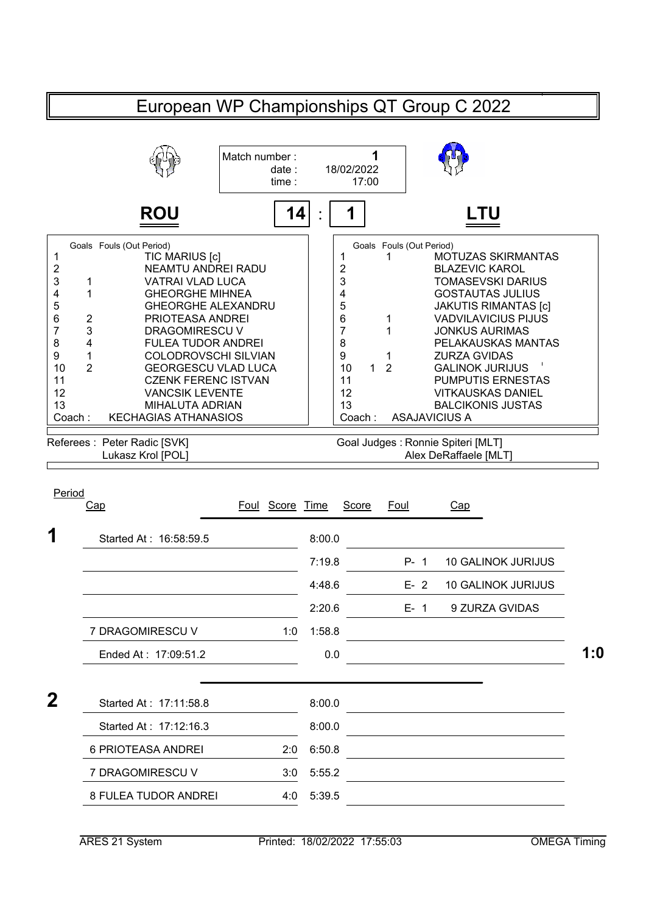# European WP Championships QT Group C 2022

| | |
|---|---|
| Match number : | 1 |
| date : | 18/02/2022 |
| time : | 17:00 |

## ROU 14 : 1 LTU

| # | Goals | Fouls (Out Period) | ROU |
|---|---|---|---|
| 1 | | | TIC MARIUS [c] |
| 2 | | | NEAMTU ANDREI RADU |
| 3 | 1 | | VATRAI VLAD LUCA |
| 4 | 1 | | GHEORGHE MIHNEA |
| 5 | | | GHEORGHE ALEXANDRU |
| 6 | 2 | | PRIOTEASA ANDREI |
| 7 | 3 | | DRAGOMIRESCU V |
| 8 | 4 | | FULEA TUDOR ANDREI |
| 9 | 1 | | COLODROVSCHI SILVIAN |
| 10 | 2 | | GEORGESCU VLAD LUCA |
| 11 | | | CZENK FERENC ISTVAN |
| 12 | | | VANCSIK LEVENTE |
| 13 | | | MIHALUTA ADRIAN |
| Coach : | | | KECHAGIAS ATHANASIOS |

| # | Goals | Fouls (Out Period) | LTU |
|---|---|---|---|
| 1 | | 1 | MOTUZAS SKIRMANTAS |
| 2 | | | BLAZEVIC KAROL |
| 3 | | | TOMASEVSKI DARIUS |
| 4 | | | GOSTAUTAS JULIUS |
| 5 | | | JAKUTIS RIMANTAS [c] |
| 6 | | 1 | VADVILAVICIUS PIJUS |
| 7 | | 1 | JONKUS AURIMAS |
| 8 | | | PELAKAUSKAS MANTAS |
| 9 | | 1 | ZURZA GVIDAS |
| 10 | 1 | 2 | GALINOK JURIJUS |
| 11 | | | PUMPUTIS ERNESTAS |
| 12 | | | VITKAUSKAS DANIEL |
| 13 | | | BALCIKONIS JUSTAS |
| Coach : | | | ASAJAVICIUS A |

Referees : Peter Radic [SVK], Lukasz Krol [POL]

Goal Judges : Ronnie Spiteri [MLT], Alex DeRaffaele [MLT]

| Period | Cap | Foul | Score | Time | Score | Foul | Cap | |
|---|---|---|---|---|---|---|---|---|
| **1** | Started At : 16:58:59.5 | | | 8:00.0 | | | | |
| | | | | 7:19.8 | | P- 1 | 10 GALINOK JURIJUS | |
| | | | | 4:48.6 | | E- 2 | 10 GALINOK JURIJUS | |
| | | | | 2:20.6 | | E- 1 | 9 ZURZA GVIDAS | |
| | 7 DRAGOMIRESCU V | | 1:0 | 1:58.8 | | | | |
| | Ended At : 17:09:51.2 | | | 0.0 | | | | **1:0** |
| **2** | Started At : 17:11:58.8 | | | 8:00.0 | | | | |
| | Started At : 17:12:16.3 | | | 8:00.0 | | | | |
| | 6 PRIOTEASA ANDREI | | 2:0 | 6:50.8 | | | | |
| | 7 DRAGOMIRESCU V | | 3:0 | 5:55.2 | | | | |
| | 8 FULEA TUDOR ANDREI | | 4:0 | 5:39.5 | | | | |

ARES 21 System | Printed: 18/02/2022 17:55:03 | OMEGA Timing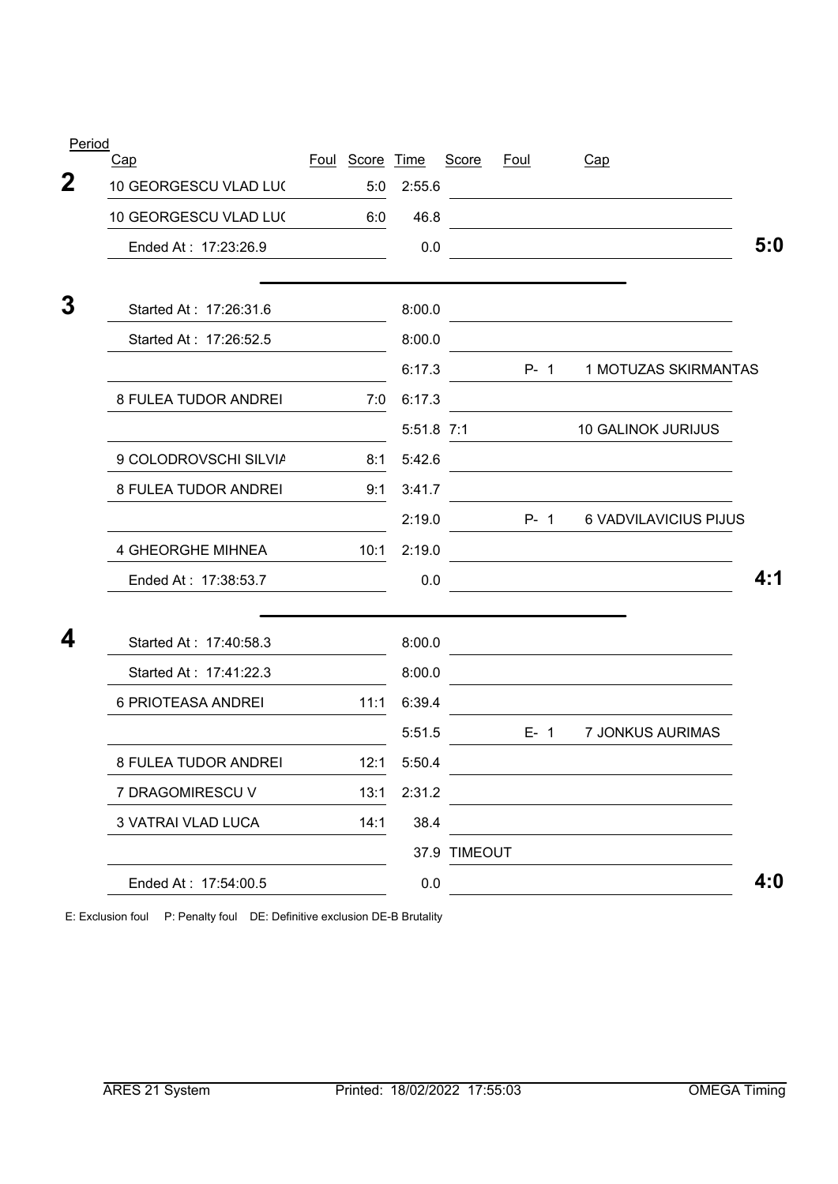| Period | Cap | Foul | Score | Time | Score | Foul | Cap | |
|---|---|---|---|---|---|---|---|---|
| **2** | 10 GEORGESCU VLAD LU( | | 5:0 | 2:55.6 | | | | |
| | 10 GEORGESCU VLAD LU( | | 6:0 | 46.8 | | | | |
| | Ended At : 17:23:26.9 | | | 0.0 | | | | **5:0** |
| **3** | Started At : 17:26:31.6 | | | 8:00.0 | | | | |
| | Started At : 17:26:52.5 | | | 8:00.0 | | | | |
| | | | | 6:17.3 | | P- 1 | 1 MOTUZAS SKIRMANTAS | |
| | 8 FULEA TUDOR ANDREI | | 7:0 | 6:17.3 | | | | |
| | | | | 5:51.8 | 7:1 | | 10 GALINOK JURIJUS | |
| | 9 COLODROVSCHI SILVIA | | 8:1 | 5:42.6 | | | | |
| | 8 FULEA TUDOR ANDREI | | 9:1 | 3:41.7 | | | | |
| | | | | 2:19.0 | | P- 1 | 6 VADVILAVICIUS PIJUS | |
| | 4 GHEORGHE MIHNEA | | 10:1 | 2:19.0 | | | | |
| | Ended At : 17:38:53.7 | | | 0.0 | | | | **4:1** |
| **4** | Started At : 17:40:58.3 | | | 8:00.0 | | | | |
| | Started At : 17:41:22.3 | | | 8:00.0 | | | | |
| | 6 PRIOTEASA ANDREI | | 11:1 | 6:39.4 | | | | |
| | | | | 5:51.5 | | E- 1 | 7 JONKUS AURIMAS | |
| | 8 FULEA TUDOR ANDREI | | 12:1 | 5:50.4 | | | | |
| | 7 DRAGOMIRESCU V | | 13:1 | 2:31.2 | | | | |
| | 3 VATRAI VLAD LUCA | | 14:1 | 38.4 | | | | |
| | | | | 37.9 | TIMEOUT | | | |
| | Ended At : 17:54:00.5 | | | 0.0 | | | | **4:0** |

E: Exclusion foul P: Penalty foul DE: Definitive exclusion DE-B Brutality

ARES 21 System Printed: 18/02/2022 17:55:03 OMEGA Timing